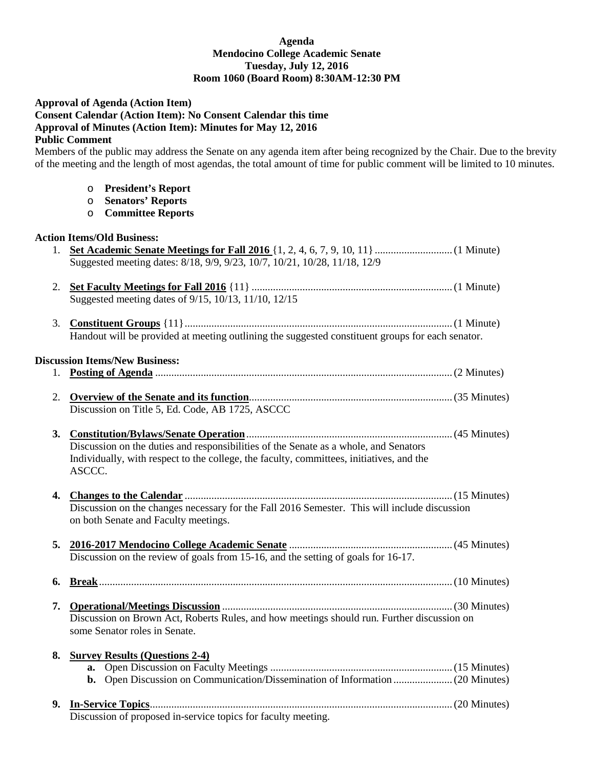**Agenda**
**Mendocino College Academic Senate**
**Tuesday, July 12, 2016**
**Room 1060 (Board Room) 8:30AM-12:30 PM**

**Approval of Agenda (Action Item)**
**Consent Calendar (Action Item): No Consent Calendar this time**
**Approval of Minutes (Action Item): Minutes for May 12, 2016**
**Public Comment**
Members of the public may address the Senate on any agenda item after being recognized by the Chair. Due to the brevity of the meeting and the length of most agendas, the total amount of time for public comment will be limited to 10 minutes.

- **President's Report**
- **Senators' Reports**
- **Committee Reports**

**Action Items/Old Business:**

1. **Set Academic Senate Meetings for Fall 2016** {1, 2, 4, 6, 7, 9, 10, 11} ............................ (1 Minute)
   Suggested meeting dates: 8/18, 9/9, 9/23, 10/7, 10/21, 10/28, 11/18, 12/9

2. **Set Faculty Meetings for Fall 2016** {11} .......................................................................... (1 Minute)
   Suggested meeting dates of 9/15, 10/13, 11/10, 12/15

3. **Constituent Groups** {11} .................................................................................................. (1 Minute)
   Handout will be provided at meeting outlining the suggested constituent groups for each senator.

**Discussion Items/New Business:**

1. **Posting of Agenda** ............................................................................................................ (2 Minutes)

2. **Overview of the Senate and its function** ........................................................................... (35 Minutes)
   Discussion on Title 5, Ed. Code, AB 1725, ASCCC

3. **Constitution/Bylaws/Senate Operation** ............................................................................ (45 Minutes)
   Discussion on the duties and responsibilities of the Senate as a whole, and Senators Individually, with respect to the college, the faculty, committees, initiatives, and the ASCCC.

4. **Changes to the Calendar** .................................................................................................. (15 Minutes)
   Discussion on the changes necessary for the Fall 2016 Semester. This will include discussion on both Senate and Faculty meetings.

5. **2016-2017 Mendocino College Academic Senate** ............................................................ (45 Minutes)
   Discussion on the review of goals from 15-16, and the setting of goals for 16-17.

6. **Break** ................................................................................................................................. (10 Minutes)

7. **Operational/Meetings Discussion** ..................................................................................... (30 Minutes)
   Discussion on Brown Act, Roberts Rules, and how meetings should run. Further discussion on some Senator roles in Senate.

8. **Survey Results (Questions 2-4)**
   - **a.** Open Discussion on Faculty Meetings ................................................................... (15 Minutes)
   - **b.** Open Discussion on Communication/Dissemination of Information ...................... (20 Minutes)

9. **In-Service Topics** ............................................................................................................... (20 Minutes)
   Discussion of proposed in-service topics for faculty meeting.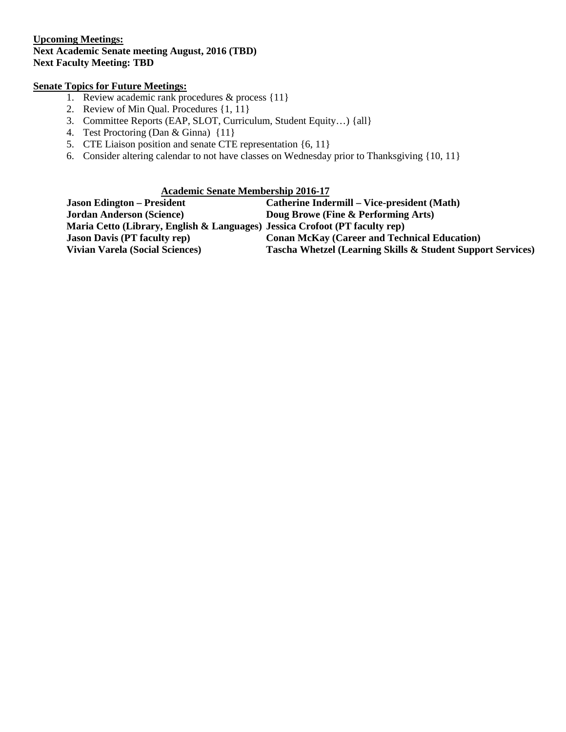**Upcoming Meetings:**
**Next Academic Senate meeting August, 2016 (TBD)**
**Next Faculty Meeting: TBD**

**Senate Topics for Future Meetings:**

1. Review academic rank procedures & process {11}
2. Review of Min Qual. Procedures {1, 11}
3. Committee Reports (EAP, SLOT, Curriculum, Student Equity…) {all}
4. Test Proctoring (Dan & Ginna) {11}
5. CTE Liaison position and senate CTE representation {6, 11}
6. Consider altering calendar to not have classes on Wednesday prior to Thanksgiving {10, 11}

**Academic Senate Membership 2016-17**

| | |
|---|---|
| **Jason Edington – President** | **Catherine Indermill – Vice-president (Math)** |
| **Jordan Anderson (Science)** | **Doug Browe (Fine & Performing Arts)** |
| **Maria Cetto (Library, English & Languages)** | **Jessica Crofoot (PT faculty rep)** |
| **Jason Davis (PT faculty rep)** | **Conan McKay (Career and Technical Education)** |
| **Vivian Varela (Social Sciences)** | **Tascha Whetzel (Learning Skills & Student Support Services)** |